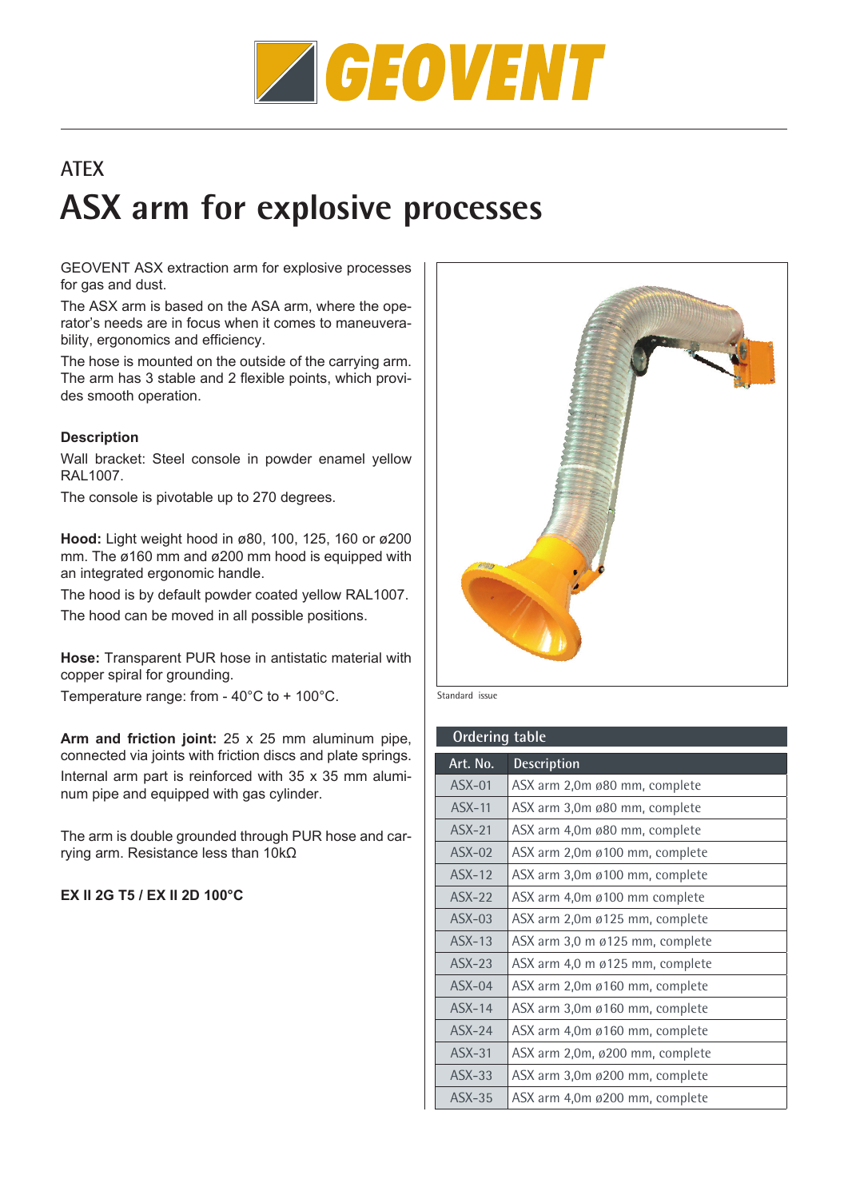# GEOVENT

## ATEX

# ASX arm for explosive processes

GEOVENT ASX extraction arm for explosive processes for gas and dust.

The ASX arm is based on the ASA arm, where the operator's needs are in focus when it comes to maneuverability, ergonomics and efficiency.

The hose is mounted on the outside of the carrying arm. The arm has 3 stable and 2 flexible points, which provides smooth operation.

### Description

Wall bracket: Steel console in powder enamel yellow RAL1007.

The console is pivotable up to 270 degrees.

**Hood:** Light weight hood in ø80, 100, 125, 160 or ø200 mm. The ø160 mm and ø200 mm hood is equipped with an integrated ergonomic handle.

The hood is by default powder coated yellow RAL1007.

The hood can be moved in all possible positions.

**Hose:** Transparent PUR hose in antistatic material with copper spiral for grounding.

Temperature range: from - 40°C to + 100°C.

**Arm and friction joint:** 25 x 25 mm aluminum pipe, connected via joints with friction discs and plate springs.

Internal arm part is reinforced with 35 x 35 mm aluminum pipe and equipped with gas cylinder.

The arm is double grounded through PUR hose and carrying arm. Resistance less than 10kΩ

**EX II 2G T5 / EX II 2D 100°C**

Standard issue

### Ordering table

| Art. No. | Description |
|---|---|
| ASX-01 | ASX arm 2,0m ø80 mm, complete |
| ASX-11 | ASX arm 3,0m ø80 mm, complete |
| ASX-21 | ASX arm 4,0m ø80 mm, complete |
| ASX-02 | ASX arm 2,0m ø100 mm, complete |
| ASX-12 | ASX arm 3,0m ø100 mm, complete |
| ASX-22 | ASX arm 4,0m ø100 mm complete |
| ASX-03 | ASX arm 2,0m ø125 mm, complete |
| ASX-13 | ASX arm 3,0 m ø125 mm, complete |
| ASX-23 | ASX arm 4,0 m ø125 mm, complete |
| ASX-04 | ASX arm 2,0m ø160 mm, complete |
| ASX-14 | ASX arm 3,0m ø160 mm, complete |
| ASX-24 | ASX arm 4,0m ø160 mm, complete |
| ASX-31 | ASX arm 2,0m, ø200 mm, complete |
| ASX-33 | ASX arm 3,0m ø200 mm, complete |
| ASX-35 | ASX arm 4,0m ø200 mm, complete |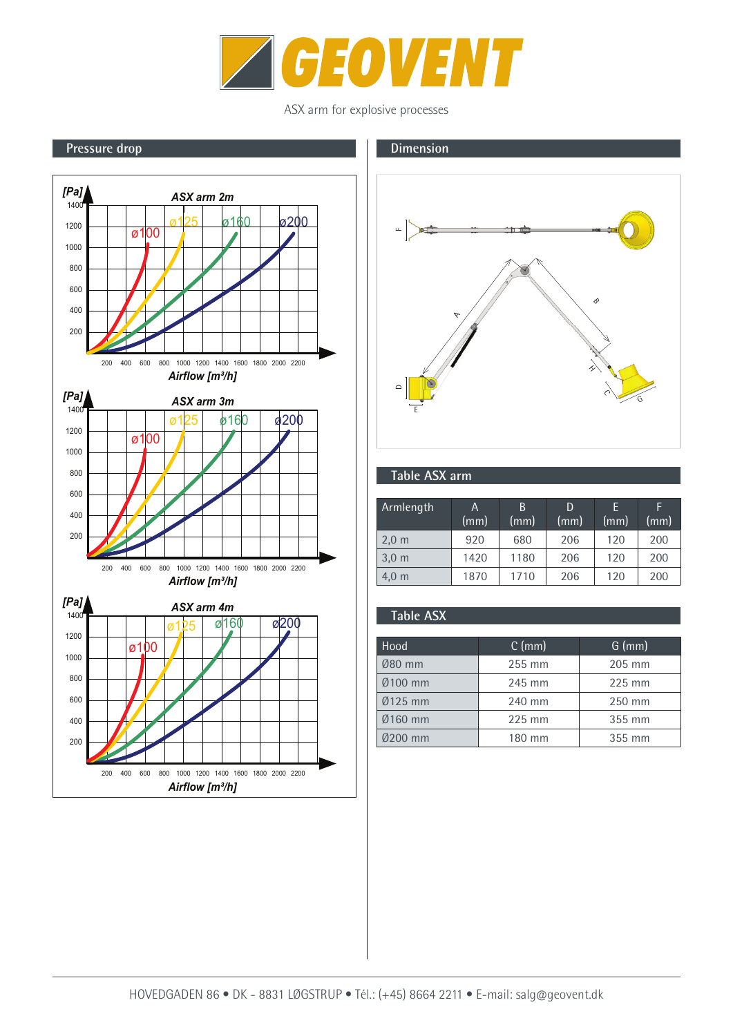# GEOVENT

ASX arm for explosive processes

## Pressure drop

ASX arm 2m

[Pa]

1400
1200
1000
800
600
400
200

ø100 ø125 ø160 ø200

200 400 600 800 1000 1200 1400 1600 1800 2000 2200

Airflow [m³/h]

ASX arm 3m

[Pa]

1400
1200
1000
800
600
400
200

ø100 ø125 ø160 ø200

200 400 600 800 1000 1200 1400 1600 1800 2000 2200

Airflow [m³/h]

ASX arm 4m

[Pa]

1400
1200
1000
800
600
400
200

ø100 ø125 ø160 ø200

200 400 600 800 1000 1200 1400 1600 1800 2000 2200

Airflow [m³/h]

## Dimension

F A B H C G D E

## Table ASX arm

| Armlength | A (mm) | B (mm) | D (mm) | E (mm) | F (mm) |
|---|---|---|---|---|---|
| 2,0 m | 920 | 680 | 206 | 120 | 200 |
| 3,0 m | 1420 | 1180 | 206 | 120 | 200 |
| 4,0 m | 1870 | 1710 | 206 | 120 | 200 |

## Table ASX

| Hood | C (mm) | G (mm) |
|---|---|---|
| Ø80 mm | 255 mm | 205 mm |
| Ø100 mm | 245 mm | 225 mm |
| Ø125 mm | 240 mm | 250 mm |
| Ø160 mm | 225 mm | 355 mm |
| Ø200 mm | 180 mm | 355 mm |

HOVEDGADEN 86 • DK - 8831 LØGSTRUP • Tél.: (+45) 8664 2211 • E-mail: salg@geovent.dk